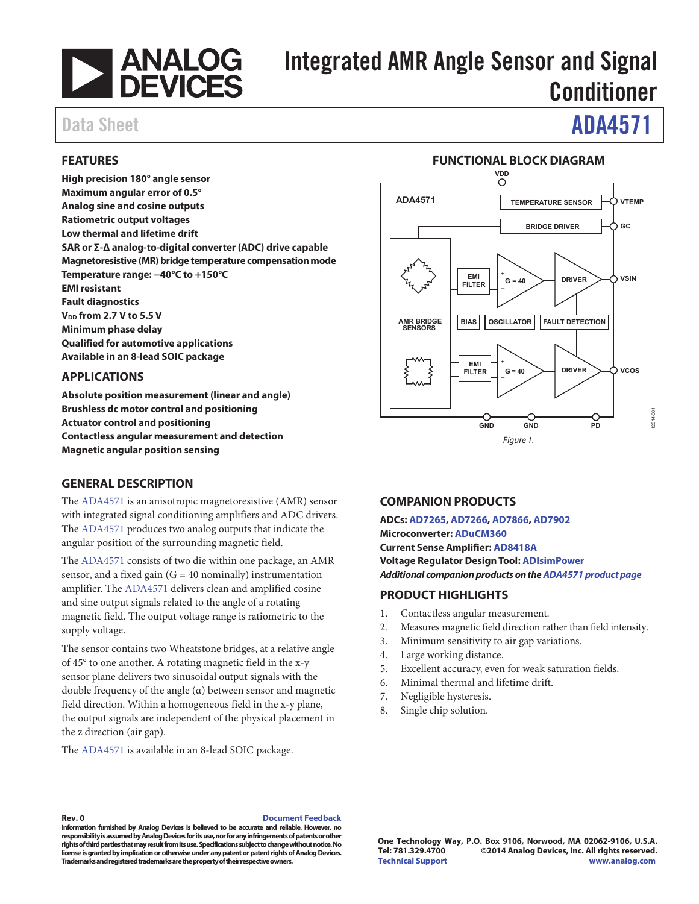# Integrated AMR Angle Sensor and Signal Conditioner

Data Sheet **ADA4571**

## FEATURES

**High precision 180° angle sensor**
**Maximum angular error of 0.5°**
**Analog sine and cosine outputs**
**Ratiometric output voltages**
**Low thermal and lifetime drift**
**SAR or Σ-Δ analog-to-digital converter (ADC) drive capable**
**Magnetoresistive (MR) bridge temperature compensation mode**
**Temperature range: −40°C to +150°C**
**EMI resistant**
**Fault diagnostics**
**$V_{DD}$ from 2.7 V to 5.5 V**
**Minimum phase delay**
**Qualified for automotive applications**
**Available in an 8-lead SOIC package**

## APPLICATIONS

**Absolute position measurement (linear and angle)**
**Brushless dc motor control and positioning**
**Actuator control and positioning**
**Contactless angular measurement and detection**
**Magnetic angular position sensing**

## FUNCTIONAL BLOCK DIAGRAM

*Figure 1.*

## GENERAL DESCRIPTION

The ADA4571 is an anisotropic magnetoresistive (AMR) sensor with integrated signal conditioning amplifiers and ADC drivers. The ADA4571 produces two analog outputs that indicate the angular position of the surrounding magnetic field.

The ADA4571 consists of two die within one package, an AMR sensor, and a fixed gain (G = 40 nominally) instrumentation amplifier. The ADA4571 delivers clean and amplified cosine and sine output signals related to the angle of a rotating magnetic field. The output voltage range is ratiometric to the supply voltage.

The sensor contains two Wheatstone bridges, at a relative angle of 45° to one another. A rotating magnetic field in the x-y sensor plane delivers two sinusoidal output signals with the double frequency of the angle (α) between sensor and magnetic field direction. Within a homogeneous field in the x-y plane, the output signals are independent of the physical placement in the z direction (air gap).

The ADA4571 is available in an 8-lead SOIC package.

## COMPANION PRODUCTS

**ADCs: AD7265, AD7266, AD7866, AD7902**
**Microconverter: ADuCM360**
**Current Sense Amplifier: AD8418A**
**Voltage Regulator Design Tool: ADIsimPower**
***Additional companion products on the ADA4571 product page***

## PRODUCT HIGHLIGHTS

1. Contactless angular measurement.
2. Measures magnetic field direction rather than field intensity.
3. Minimum sensitivity to air gap variations.
4. Large working distance.
5. Excellent accuracy, even for weak saturation fields.
6. Minimal thermal and lifetime drift.
7. Negligible hysteresis.
8. Single chip solution.

**Rev. 0** Document Feedback
**Information furnished by Analog Devices is believed to be accurate and reliable. However, no responsibility is assumed by Analog Devices for its use, nor for any infringements of patents or other rights of third parties that may result from its use. Specifications subject to change without notice. No license is granted by implication or otherwise under any patent or patent rights of Analog Devices. Trademarks and registered trademarks are the property of their respective owners.**

**One Technology Way, P.O. Box 9106, Norwood, MA 02062-9106, U.S.A.**
**Tel: 781.329.4700 ©2014 Analog Devices, Inc. All rights reserved.**
**Technical Support www.analog.com**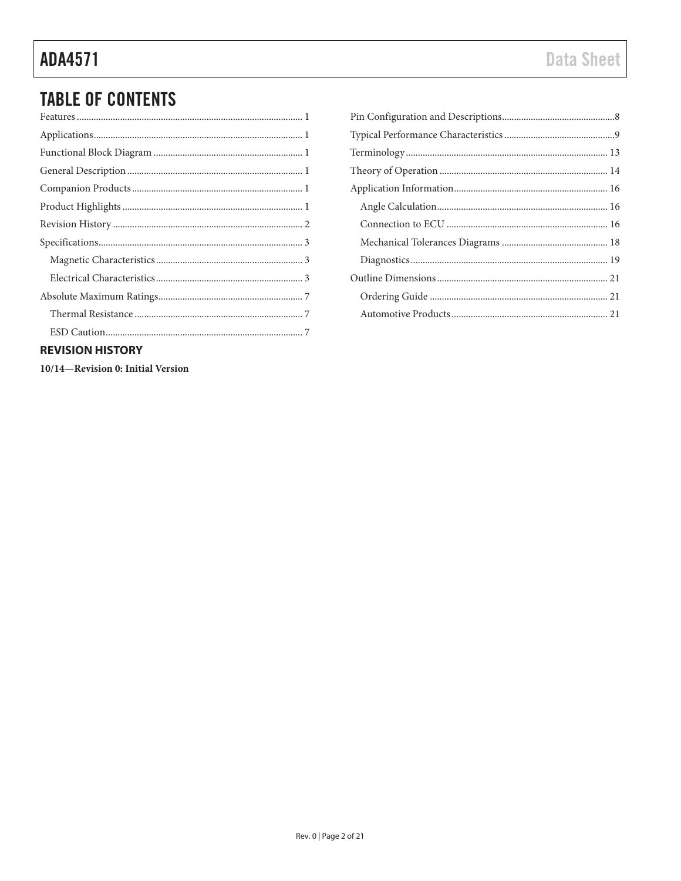## TABLE OF CONTENTS

Features ... 1
Applications ... 1
Functional Block Diagram ... 1
General Description ... 1
Companion Products ... 1
Product Highlights ... 1
Revision History ... 2
Specifications ... 3
  Magnetic Characteristics ... 3
  Electrical Characteristics ... 3
Absolute Maximum Ratings ... 7
  Thermal Resistance ... 7
  ESD Caution ... 7
Pin Configuration and Descriptions ... 8
Typical Performance Characteristics ... 9
Terminology ... 13
Theory of Operation ... 14
Application Information ... 16
  Angle Calculation ... 16
  Connection to ECU ... 16
  Mechanical Tolerances Diagrams ... 18
  Diagnostics ... 19
Outline Dimensions ... 21
  Ordering Guide ... 21
  Automotive Products ... 21

## REVISION HISTORY

**10/14—Revision 0: Initial Version**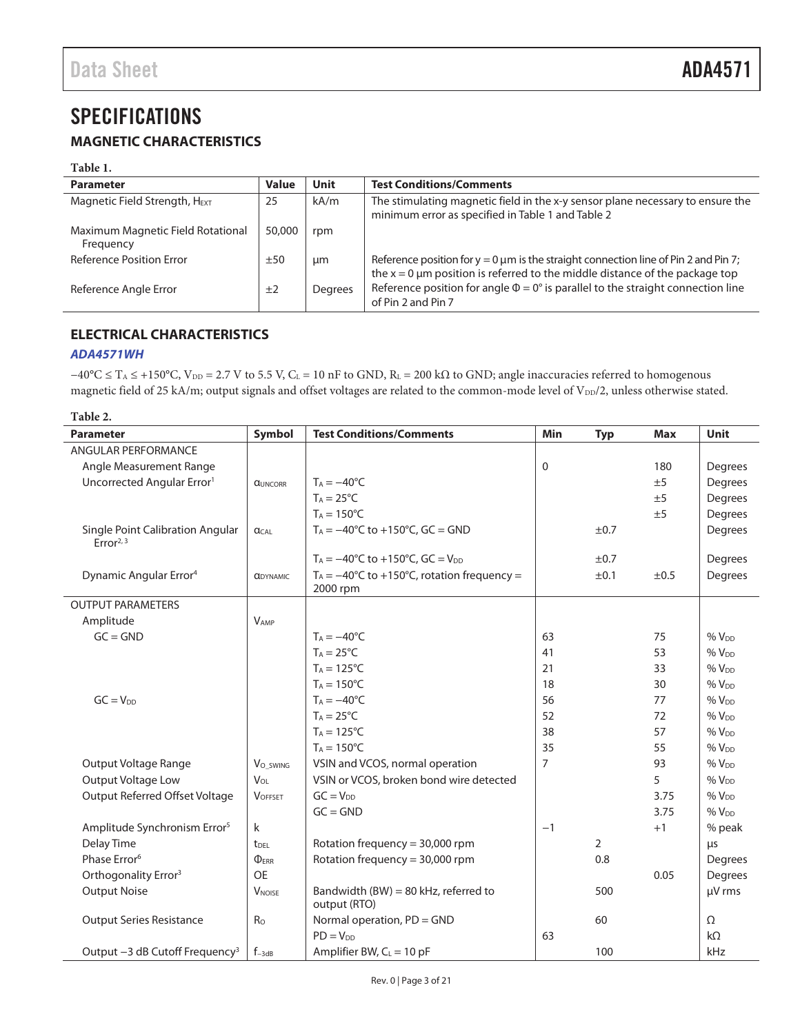# SPECIFICATIONS

## MAGNETIC CHARACTERISTICS

**Table 1.**

| Parameter | Value | Unit | Test Conditions/Comments |
|---|---|---|---|
| Magnetic Field Strength, $H_{EXT}$ | 25 | kA/m | The stimulating magnetic field in the x-y sensor plane necessary to ensure the minimum error as specified in Table 1 and Table 2 |
| Maximum Magnetic Field Rotational Frequency | 50,000 | rpm | |
| Reference Position Error | ±50 | µm | Reference position for y = 0 µm is the straight connection line of Pin 2 and Pin 7; the x = 0 µm position is referred to the middle distance of the package top |
| Reference Angle Error | ±2 | Degrees | Reference position for angle Φ = 0° is parallel to the straight connection line of Pin 2 and Pin 7 |

## ELECTRICAL CHARACTERISTICS

### *ADA4571WH*

−40°C ≤ $T_A$ ≤ +150°C, $V_{DD}$ = 2.7 V to 5.5 V, $C_L$ = 10 nF to GND, $R_L$ = 200 kΩ to GND; angle inaccuracies referred to homogenous magnetic field of 25 kA/m; output signals and offset voltages are related to the common-mode level of $V_{DD}/2$, unless otherwise stated.

**Table 2.**

| Parameter | Symbol | Test Conditions/Comments | Min | Typ | Max | Unit |
|---|---|---|---|---|---|---|
| ANGULAR PERFORMANCE | | | | | | |
| Angle Measurement Range | | | 0 | | 180 | Degrees |
| Uncorrected Angular Error[1] | $α_{UNCORR}$ | $T_A$ = −40°C | | | ±5 | Degrees |
| | | $T_A$ = 25°C | | | ±5 | Degrees |
| | | $T_A$ = 150°C | | | ±5 | Degrees |
| Single Point Calibration Angular Error[2, 3] | $α_{CAL}$ | $T_A$ = −40°C to +150°C, GC = GND | | ±0.7 | | Degrees |
| | | $T_A$ = −40°C to +150°C, GC = $V_{DD}$ | | ±0.7 | | Degrees |
| Dynamic Angular Error[4] | $α_{DYNAMIC}$ | $T_A$ = −40°C to +150°C, rotation frequency = 2000 rpm | | ±0.1 | ±0.5 | Degrees |
| OUTPUT PARAMETERS | | | | | | |
| Amplitude | $V_{AMP}$ | | | | | |
| GC = GND | | $T_A$ = −40°C | 63 | | 75 | % $V_{DD}$ |
| | | $T_A$ = 25°C | 41 | | 53 | % $V_{DD}$ |
| | | $T_A$ = 125°C | 21 | | 33 | % $V_{DD}$ |
| | | $T_A$ = 150°C | 18 | | 30 | % $V_{DD}$ |
| GC = $V_{DD}$ | | $T_A$ = −40°C | 56 | | 77 | % $V_{DD}$ |
| | | $T_A$ = 25°C | 52 | | 72 | % $V_{DD}$ |
| | | $T_A$ = 125°C | 38 | | 57 | % $V_{DD}$ |
| | | $T_A$ = 150°C | 35 | | 55 | % $V_{DD}$ |
| Output Voltage Range | $V_{O\_SWING}$ | VSIN and VCOS, normal operation | 7 | | 93 | % $V_{DD}$ |
| Output Voltage Low | $V_{OL}$ | VSIN or VCOS, broken bond wire detected | | | 5 | % $V_{DD}$ |
| Output Referred Offset Voltage | $V_{OFFSET}$ | GC = $V_{DD}$ | | | 3.75 | % $V_{DD}$ |
| | | GC = GND | | | 3.75 | % $V_{DD}$ |
| Amplitude Synchronism Error[5] | k | | −1 | | +1 | % peak |
| Delay Time | $t_{DEL}$ | Rotation frequency = 30,000 rpm | | 2 | | µs |
| Phase Error[6] | $Φ_{ERR}$ | Rotation frequency = 30,000 rpm | | 0.8 | | Degrees |
| Orthogonality Error[3] | OE | | | | 0.05 | Degrees |
| Output Noise | $V_{NOISE}$ | Bandwidth (BW) = 80 kHz, referred to output (RTO) | | 500 | | µV rms |
| Output Series Resistance | $R_O$ | Normal operation, PD = GND | | 60 | | Ω |
| | | PD = $V_{DD}$ | 63 | | | kΩ |
| Output −3 dB Cutoff Frequency[3] | $f_{-3dB}$ | Amplifier BW, $C_L$ = 10 pF | | 100 | | kHz |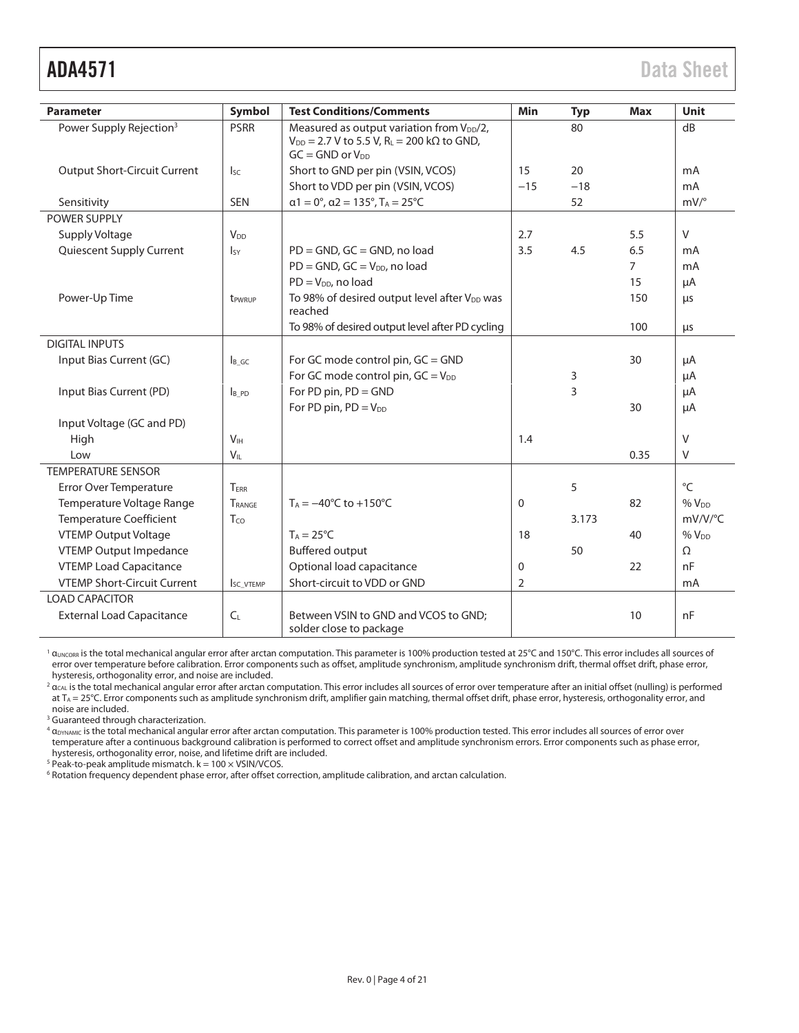| Parameter | Symbol | Test Conditions/Comments | Min | Typ | Max | Unit |
|---|---|---|---|---|---|---|
| Power Supply Rejection[3] | PSRR | Measured as output variation from $V_{DD}/2$, $V_{DD}$ = 2.7 V to 5.5 V, $R_L$ = 200 kΩ to GND, GC = GND or $V_{DD}$ | | 80 | | dB |
| Output Short-Circuit Current | $I_{SC}$ | Short to GND per pin (VSIN, VCOS) | 15 | 20 | | mA |
| | | Short to VDD per pin (VSIN, VCOS) | −15 | −18 | | mA |
| Sensitivity | SEN | $\alpha 1$ = 0°, $\alpha 2$ = 135°, $T_A$ = 25°C | | 52 | | mV/° |
| POWER SUPPLY | | | | | | |
| Supply Voltage | $V_{DD}$ | | 2.7 | | 5.5 | V |
| Quiescent Supply Current | $I_{SY}$ | PD = GND, GC = GND, no load | 3.5 | 4.5 | 6.5 | mA |
| | | PD = GND, GC = $V_{DD}$, no load | | | 7 | mA |
| | | PD = $V_{DD}$, no load | | | 15 | µA |
| Power-Up Time | $t_{PWRUP}$ | To 98% of desired output level after $V_{DD}$ was reached | | | 150 | µs |
| | | To 98% of desired output level after PD cycling | | | 100 | µs |
| DIGITAL INPUTS | | | | | | |
| Input Bias Current (GC) | $I_{B\_GC}$ | For GC mode control pin, GC = GND | | | 30 | µA |
| | | For GC mode control pin, GC = $V_{DD}$ | | 3 | | µA |
| Input Bias Current (PD) | $I_{B\_PD}$ | For PD pin, PD = GND | | 3 | | µA |
| | | For PD pin, PD = $V_{DD}$ | | | 30 | µA |
| Input Voltage (GC and PD) | | | | | | |
| High | $V_{IH}$ | | 1.4 | | | V |
| Low | $V_{IL}$ | | | | 0.35 | V |
| TEMPERATURE SENSOR | | | | | | |
| Error Over Temperature | $T_{ERR}$ | | | 5 | | °C |
| Temperature Voltage Range | $T_{RANGE}$ | $T_A$ = −40°C to +150°C | 0 | | 82 | % $V_{DD}$ |
| Temperature Coefficient | $T_{CO}$ | | | 3.173 | | mV/V/°C |
| VTEMP Output Voltage | | $T_A$ = 25°C | 18 | | 40 | % $V_{DD}$ |
| VTEMP Output Impedance | | Buffered output | | 50 | | Ω |
| VTEMP Load Capacitance | | Optional load capacitance | 0 | | 22 | nF |
| VTEMP Short-Circuit Current | $I_{SC\_VTEMP}$ | Short-circuit to VDD or GND | 2 | | | mA |
| LOAD CAPACITOR | | | | | | |
| External Load Capacitance | $C_L$ | Between VSIN to GND and VCOS to GND; solder close to package | | | 10 | nF |

[1] $\alpha_{UNCORR}$ is the total mechanical angular error after arctan computation. This parameter is 100% production tested at 25°C and 150°C. This error includes all sources of error over temperature before calibration. Error components such as offset, amplitude synchronism, amplitude synchronism drift, thermal offset drift, phase error, hysteresis, orthogonality error, and noise are included.

[2] $\alpha_{CAL}$ is the total mechanical angular error after arctan computation. This error includes all sources of error over temperature after an initial offset (nulling) is performed at $T_A$ = 25°C. Error components such as amplitude synchronism drift, amplifier gain matching, thermal offset drift, phase error, hysteresis, orthogonality error, and noise are included.

[3] Guaranteed through characterization.

[4] $\alpha_{DYNAMIC}$ is the total mechanical angular error after arctan computation. This parameter is 100% production tested. This error includes all sources of error over temperature after a continuous background calibration is performed to correct offset and amplitude synchronism errors. Error components such as phase error, hysteresis, orthogonality error, noise, and lifetime drift are included.

[5] Peak-to-peak amplitude mismatch. k = 100 × VSIN/VCOS.

[6] Rotation frequency dependent phase error, after offset correction, amplitude calibration, and arctan calculation.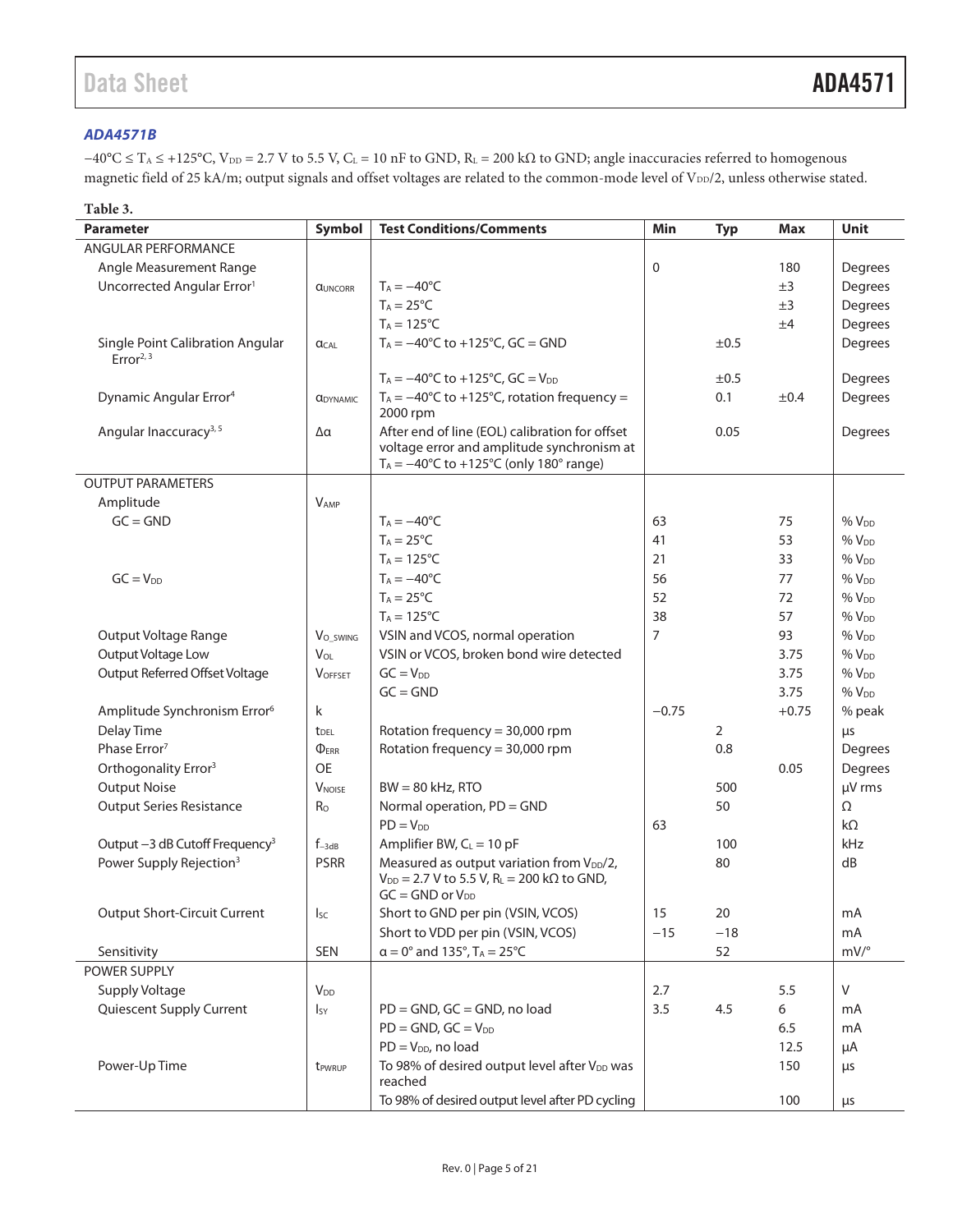### ADA4571B

$-40°C \leq T_A \leq +125°C$, $V_{DD}$ = 2.7 V to 5.5 V, $C_L$ = 10 nF to GND, $R_L$ = 200 kΩ to GND; angle inaccuracies referred to homogenous magnetic field of 25 kA/m; output signals and offset voltages are related to the common-mode level of $V_{DD}/2$, unless otherwise stated.

**Table 3.**

| Parameter | Symbol | Test Conditions/Comments | Min | Typ | Max | Unit |
|---|---|---|---|---|---|---|
| ANGULAR PERFORMANCE | | | | | | |
| Angle Measurement Range | | | 0 | | 180 | Degrees |
| Uncorrected Angular Error[1] | $\alpha_{UNCORR}$ | $T_A = -40°C$ | | | ±3 | Degrees |
| | | $T_A = 25°C$ | | | ±3 | Degrees |
| | | $T_A = 125°C$ | | | ±4 | Degrees |
| Single Point Calibration Angular Error[2, 3] | $\alpha_{CAL}$ | $T_A = -40°C$ to $+125°C$, GC = GND | | ±0.5 | | Degrees |
| | | $T_A = -40°C$ to $+125°C$, GC = $V_{DD}$ | | ±0.5 | | Degrees |
| Dynamic Angular Error[4] | $\alpha_{DYNAMIC}$ | $T_A = -40°C$ to $+125°C$, rotation frequency = 2000 rpm | | 0.1 | ±0.4 | Degrees |
| Angular Inaccuracy[3, 5] | Δα | After end of line (EOL) calibration for offset voltage error and amplitude synchronism at $T_A = -40°C$ to $+125°C$ (only 180° range) | | 0.05 | | Degrees |
| OUTPUT PARAMETERS | | | | | | |
| Amplitude | $V_{AMP}$ | | | | | |
| GC = GND | | $T_A = -40°C$ | 63 | | 75 | % $V_{DD}$ |
| | | $T_A = 25°C$ | 41 | | 53 | % $V_{DD}$ |
| | | $T_A = 125°C$ | 21 | | 33 | % $V_{DD}$ |
| GC = $V_{DD}$ | | $T_A = -40°C$ | 56 | | 77 | % $V_{DD}$ |
| | | $T_A = 25°C$ | 52 | | 72 | % $V_{DD}$ |
| | | $T_A = 125°C$ | 38 | | 57 | % $V_{DD}$ |
| Output Voltage Range | $V_{O\_SWING}$ | VSIN and VCOS, normal operation | 7 | | 93 | % $V_{DD}$ |
| Output Voltage Low | $V_{OL}$ | VSIN or VCOS, broken bond wire detected | | | 3.75 | % $V_{DD}$ |
| Output Referred Offset Voltage | $V_{OFFSET}$ | GC = $V_{DD}$ | | | 3.75 | % $V_{DD}$ |
| | | GC = GND | | | 3.75 | % $V_{DD}$ |
| Amplitude Synchronism Error[6] | k | | −0.75 | | +0.75 | % peak |
| Delay Time | $t_{DEL}$ | Rotation frequency = 30,000 rpm | | 2 | | μs |
| Phase Error[7] | $\Phi_{ERR}$ | Rotation frequency = 30,000 rpm | | 0.8 | | Degrees |
| Orthogonality Error[3] | OE | | | | 0.05 | Degrees |
| Output Noise | $V_{NOISE}$ | BW = 80 kHz, RTO | | 500 | | μV rms |
| Output Series Resistance | $R_O$ | Normal operation, PD = GND | | 50 | | Ω |
| | | PD = $V_{DD}$ | 63 | | | kΩ |
| Output −3 dB Cutoff Frequency[3] | $f_{-3dB}$ | Amplifier BW, $C_L$ = 10 pF | | 100 | | kHz |
| Power Supply Rejection[3] | PSRR | Measured as output variation from $V_{DD}/2$, $V_{DD}$ = 2.7 V to 5.5 V, $R_L$ = 200 kΩ to GND, GC = GND or $V_{DD}$ | | 80 | | dB |
| Output Short-Circuit Current | $I_{SC}$ | Short to GND per pin (VSIN, VCOS) | 15 | 20 | | mA |
| | | Short to VDD per pin (VSIN, VCOS) | −15 | −18 | | mA |
| Sensitivity | SEN | α = 0° and 135°, $T_A = 25°C$ | | 52 | | mV/° |
| POWER SUPPLY | | | | | | |
| Supply Voltage | $V_{DD}$ | | 2.7 | | 5.5 | V |
| Quiescent Supply Current | $I_{SY}$ | PD = GND, GC = GND, no load | 3.5 | 4.5 | 6 | mA |
| | | PD = GND, GC = $V_{DD}$ | | | 6.5 | mA |
| | | PD = $V_{DD}$, no load | | | 12.5 | μA |
| Power-Up Time | $t_{PWRUP}$ | To 98% of desired output level after $V_{DD}$ was reached | | | 150 | μs |
| | | To 98% of desired output level after PD cycling | | | 100 | μs |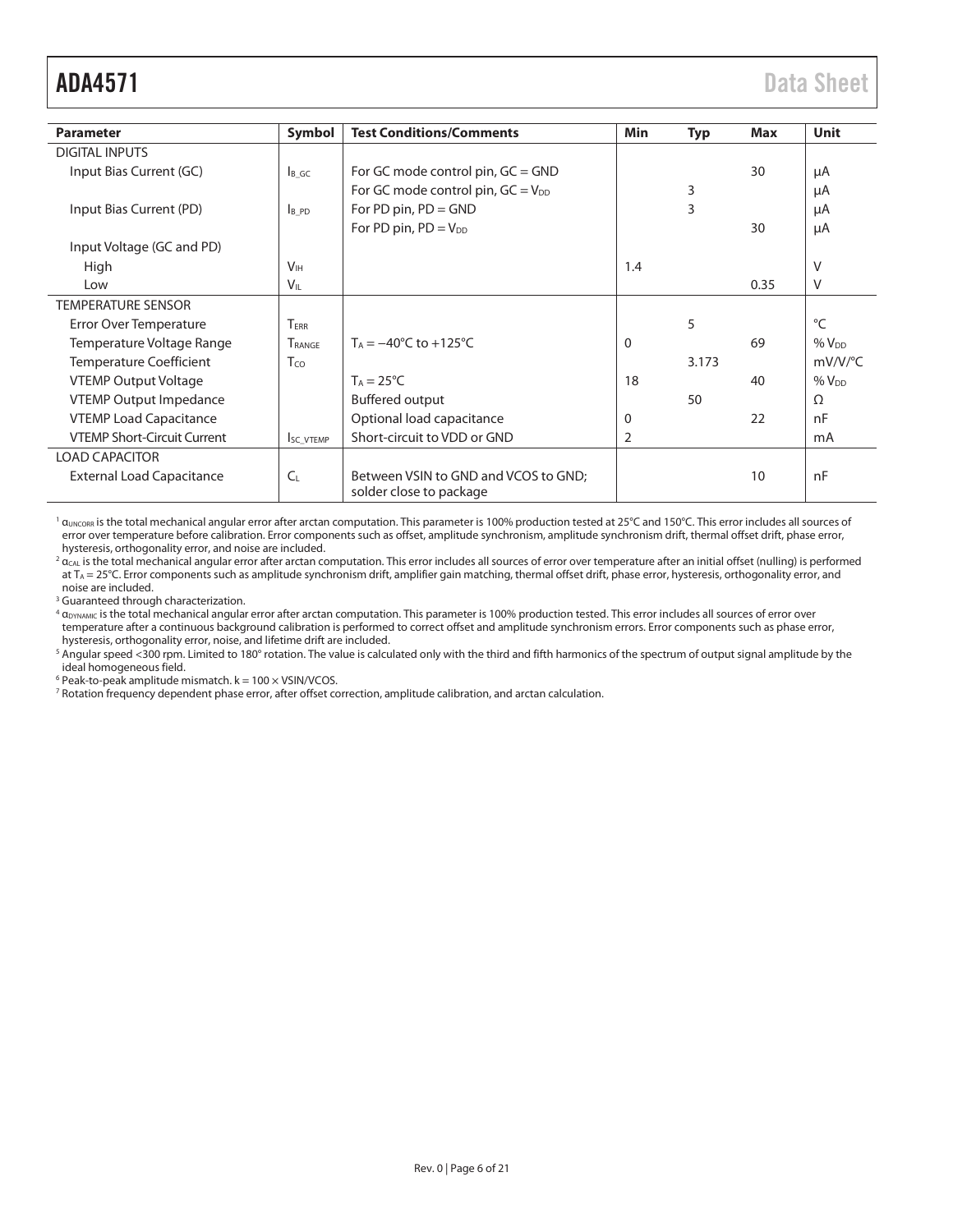| Parameter | Symbol | Test Conditions/Comments | Min | Typ | Max | Unit |
|---|---|---|---|---|---|---|
| DIGITAL INPUTS | | | | | | |
| Input Bias Current (GC) | $I_{B\_GC}$ | For GC mode control pin, GC = GND | | | 30 | μA |
| | | For GC mode control pin, GC = $V_{DD}$ | | 3 | | μA |
| Input Bias Current (PD) | $I_{B\_PD}$ | For PD pin, PD = GND | | 3 | | μA |
| | | For PD pin, PD = $V_{DD}$ | | | 30 | μA |
| Input Voltage (GC and PD) | | | | | | |
| High | $V_{IH}$ | | 1.4 | | | V |
| Low | $V_{IL}$ | | | | 0.35 | V |
| TEMPERATURE SENSOR | | | | | | |
| Error Over Temperature | $T_{ERR}$ | | | 5 | | °C |
| Temperature Voltage Range | $T_{RANGE}$ | $T_A$ = −40°C to +125°C | 0 | | 69 | % $V_{DD}$ |
| Temperature Coefficient | $T_{CO}$ | | | 3.173 | | mV/V/°C |
| VTEMP Output Voltage | | $T_A$ = 25°C | 18 | | 40 | % $V_{DD}$ |
| VTEMP Output Impedance | | Buffered output | | 50 | | Ω |
| VTEMP Load Capacitance | | Optional load capacitance | 0 | | 22 | nF |
| VTEMP Short-Circuit Current | $I_{SC\_VTEMP}$ | Short-circuit to VDD or GND | 2 | | | mA |
| LOAD CAPACITOR | | | | | | |
| External Load Capacitance | $C_L$ | Between VSIN to GND and VCOS to GND; solder close to package | | | 10 | nF |

[1] $\alpha_{UNCORR}$ is the total mechanical angular error after arctan computation. This parameter is 100% production tested at 25°C and 150°C. This error includes all sources of error over temperature before calibration. Error components such as offset, amplitude synchronism, amplitude synchronism drift, thermal offset drift, phase error, hysteresis, orthogonality error, and noise are included.

[2] $\alpha_{CAL}$ is the total mechanical angular error after arctan computation. This error includes all sources of error over temperature after an initial offset (nulling) is performed at $T_A$ = 25°C. Error components such as amplitude synchronism drift, amplifier gain matching, thermal offset drift, phase error, hysteresis, orthogonality error, and noise are included.

[3] Guaranteed through characterization.

[4] $\alpha_{DYNAMIC}$ is the total mechanical angular error after arctan computation. This parameter is 100% production tested. This error includes all sources of error over temperature after a continuous background calibration is performed to correct offset and amplitude synchronism errors. Error components such as phase error, hysteresis, orthogonality error, noise, and lifetime drift are included.

[5] Angular speed <300 rpm. Limited to 180° rotation. The value is calculated only with the third and fifth harmonics of the spectrum of output signal amplitude by the ideal homogeneous field.

[6] Peak-to-peak amplitude mismatch. k = 100 × VSIN/VCOS.

[7] Rotation frequency dependent phase error, after offset correction, amplitude calibration, and arctan calculation.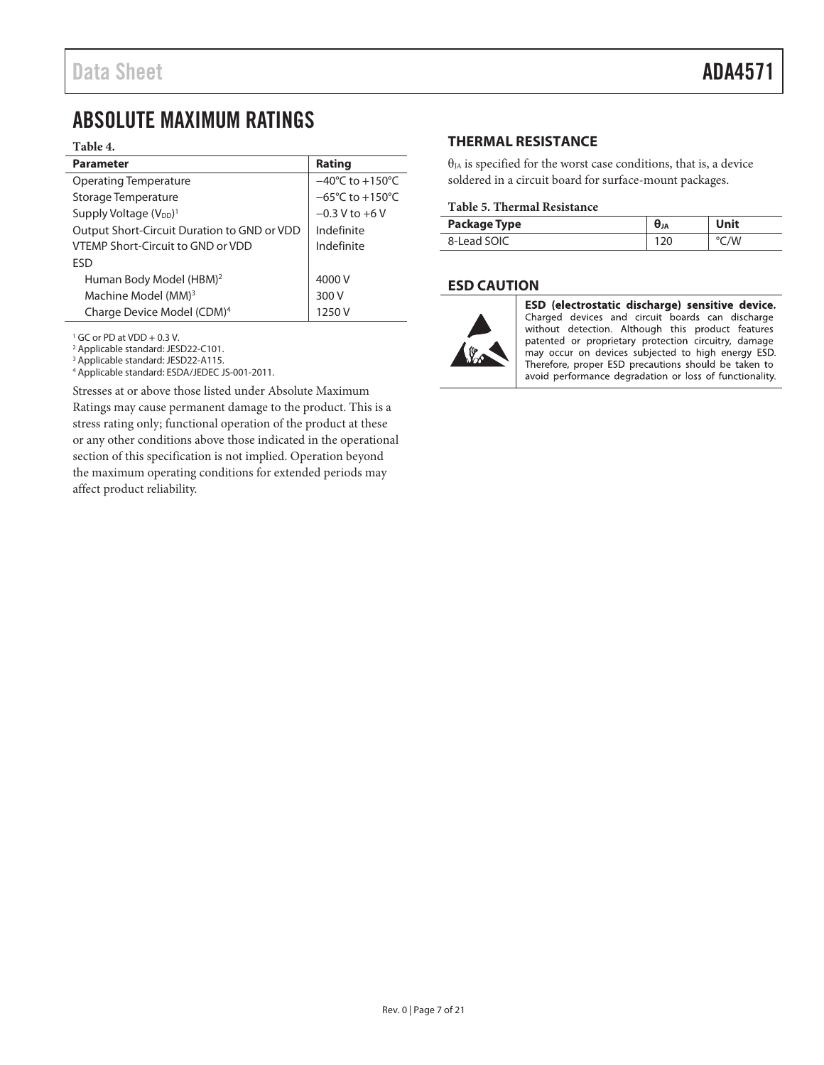# ABSOLUTE MAXIMUM RATINGS

**Table 4.**

| Parameter | Rating |
|---|---|
| Operating Temperature | −40°C to +150°C |
| Storage Temperature | −65°C to +150°C |
| Supply Voltage ($V_{DD}$)[1] | −0.3 V to +6 V |
| Output Short-Circuit Duration to GND or VDD | Indefinite |
| VTEMP Short-Circuit to GND or VDD | Indefinite |
| ESD | |
| Human Body Model (HBM)[2] | 4000 V |
| Machine Model (MM)[3] | 300 V |
| Charge Device Model (CDM)[4] | 1250 V |

[1] GC or PD at VDD + 0.3 V.
[2] Applicable standard: JESD22-C101.
[3] Applicable standard: JESD22-A115.
[4] Applicable standard: ESDA/JEDEC JS-001-2011.

Stresses at or above those listed under Absolute Maximum Ratings may cause permanent damage to the product. This is a stress rating only; functional operation of the product at these or any other conditions above those indicated in the operational section of this specification is not implied. Operation beyond the maximum operating conditions for extended periods may affect product reliability.

## THERMAL RESISTANCE

$\theta_{JA}$ is specified for the worst case conditions, that is, a device soldered in a circuit board for surface-mount packages.

**Table 5. Thermal Resistance**

| Package Type | $\theta_{JA}$ | Unit |
|---|---|---|
| 8-Lead SOIC | 120 | °C/W |

## ESD CAUTION

**ESD (electrostatic discharge) sensitive device.** Charged devices and circuit boards can discharge without detection. Although this product features patented or proprietary protection circuitry, damage may occur on devices subjected to high energy ESD. Therefore, proper ESD precautions should be taken to avoid performance degradation or loss of functionality.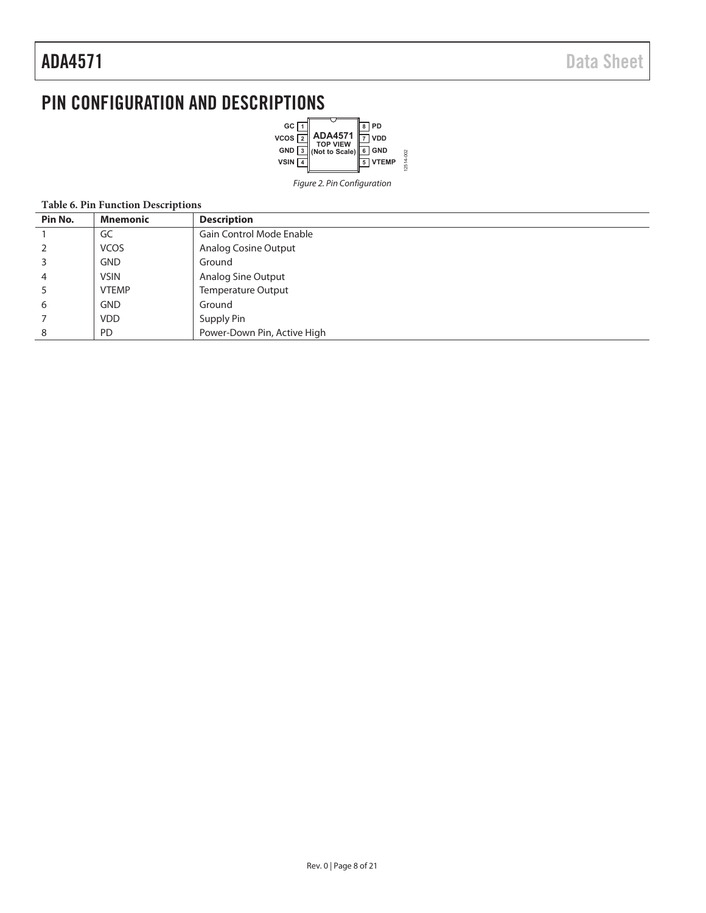# PIN CONFIGURATION AND DESCRIPTIONS

Figure 2. Pin Configuration

**Table 6. Pin Function Descriptions**

| Pin No. | Mnemonic | Description |
|---|---|---|
| 1 | GC | Gain Control Mode Enable |
| 2 | VCOS | Analog Cosine Output |
| 3 | GND | Ground |
| 4 | VSIN | Analog Sine Output |
| 5 | VTEMP | Temperature Output |
| 6 | GND | Ground |
| 7 | VDD | Supply Pin |
| 8 | PD | Power-Down Pin, Active High |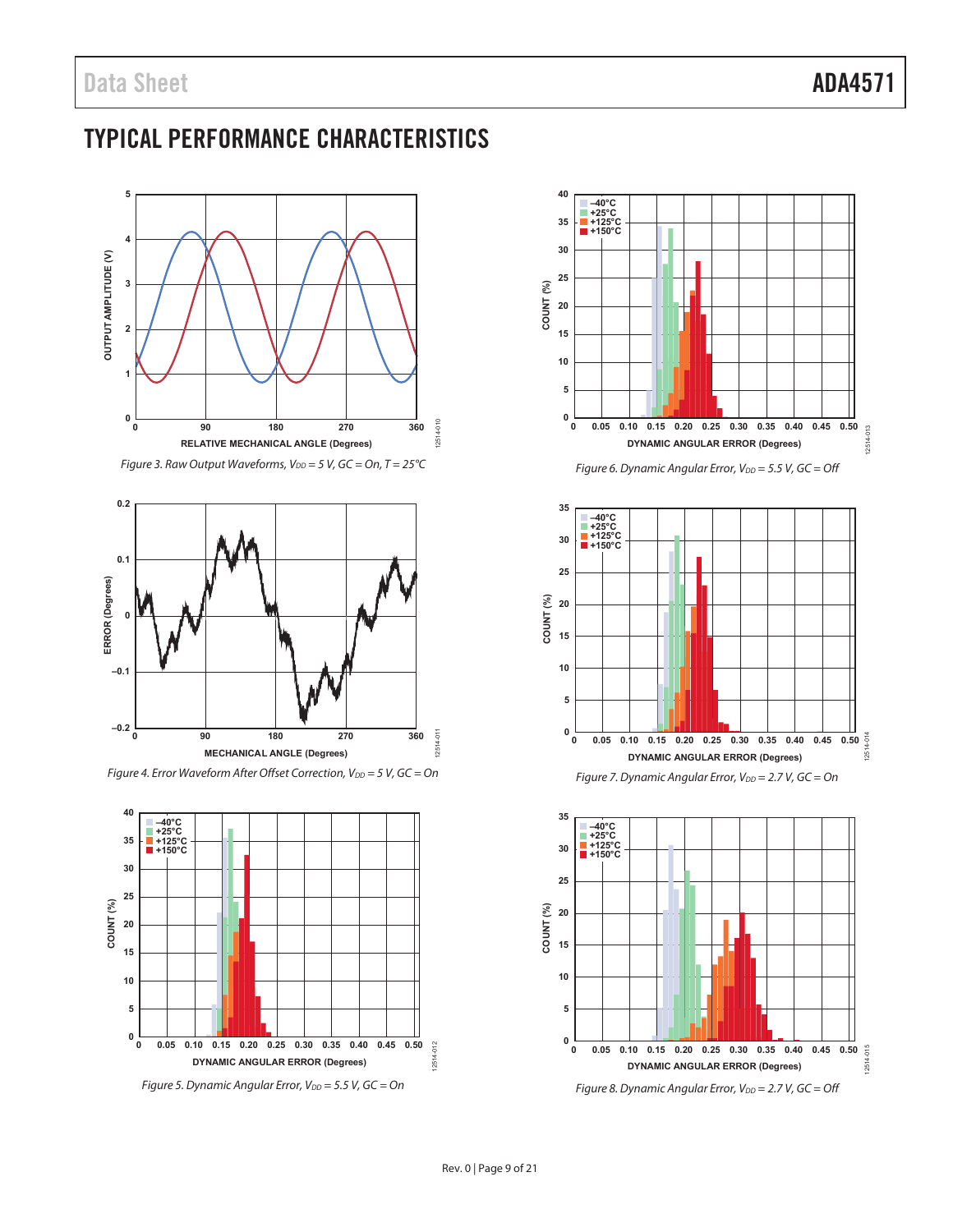# TYPICAL PERFORMANCE CHARACTERISTICS

Figure 3. Raw Output Waveforms, $V_{DD}$ = 5 V, GC = On, T = 25°C

Figure 4. Error Waveform After Offset Correction, $V_{DD}$ = 5 V, GC = On

Figure 5. Dynamic Angular Error, $V_{DD}$ = 5.5 V, GC = On

Figure 6. Dynamic Angular Error, $V_{DD}$ = 5.5 V, GC = Off

Figure 7. Dynamic Angular Error, $V_{DD}$ = 2.7 V, GC = On

Figure 8. Dynamic Angular Error, $V_{DD}$ = 2.7 V, GC = Off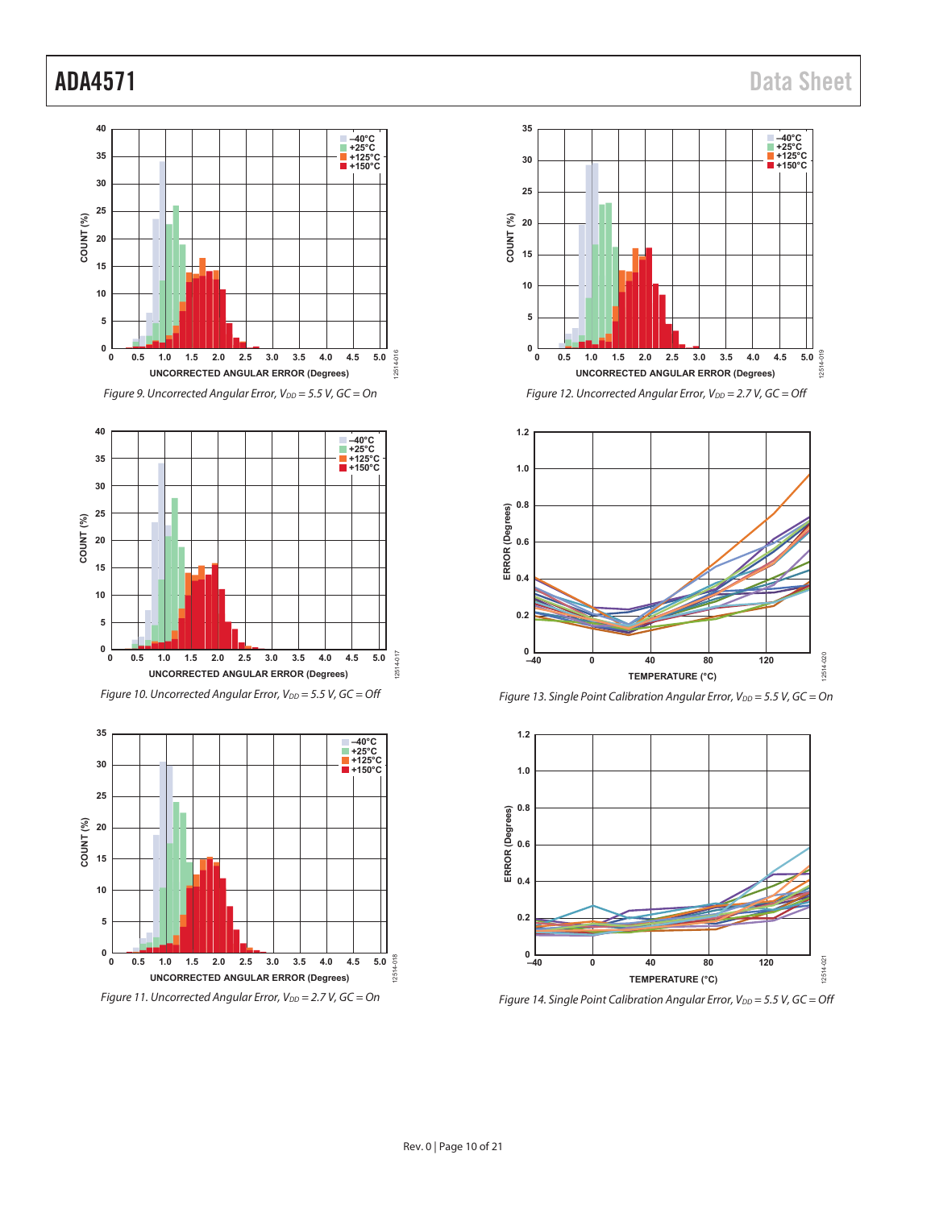Figure 9. Uncorrected Angular Error, $V_{DD}$ = 5.5 V, GC = On

Figure 10. Uncorrected Angular Error, $V_{DD}$ = 5.5 V, GC = Off

Figure 11. Uncorrected Angular Error, $V_{DD}$ = 2.7 V, GC = On

Figure 12. Uncorrected Angular Error, $V_{DD}$ = 2.7 V, GC = Off

Figure 13. Single Point Calibration Angular Error, $V_{DD}$ = 5.5 V, GC = On

Figure 14. Single Point Calibration Angular Error, $V_{DD}$ = 5.5 V, GC = Off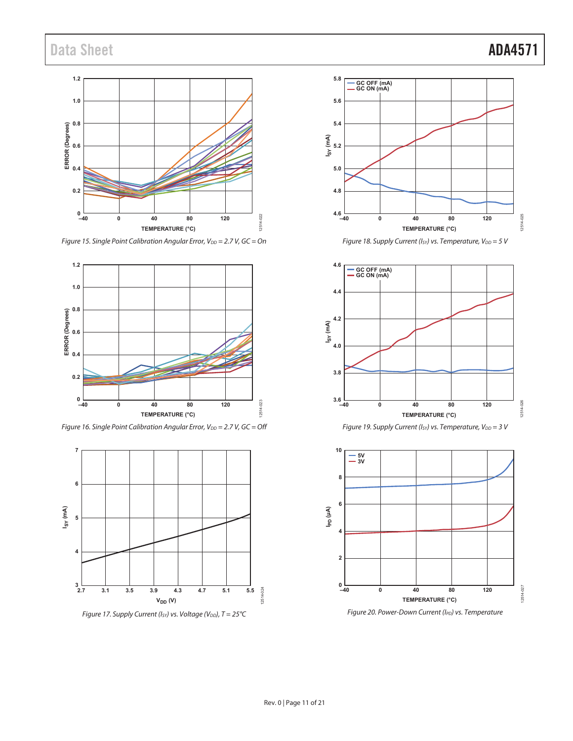Figure 15. Single Point Calibration Angular Error, $V_{DD}$ = 2.7 V, GC = On

Figure 16. Single Point Calibration Angular Error, $V_{DD}$ = 2.7 V, GC = Off

Figure 17. Supply Current ($I_{SY}$) vs. Voltage ($V_{DD}$), T = 25°C

Figure 18. Supply Current ($I_{SY}$) vs. Temperature, $V_{DD}$ = 5 V

Figure 19. Supply Current ($I_{SY}$) vs. Temperature, $V_{DD}$ = 3 V

Figure 20. Power-Down Current ($I_{PD}$) vs. Temperature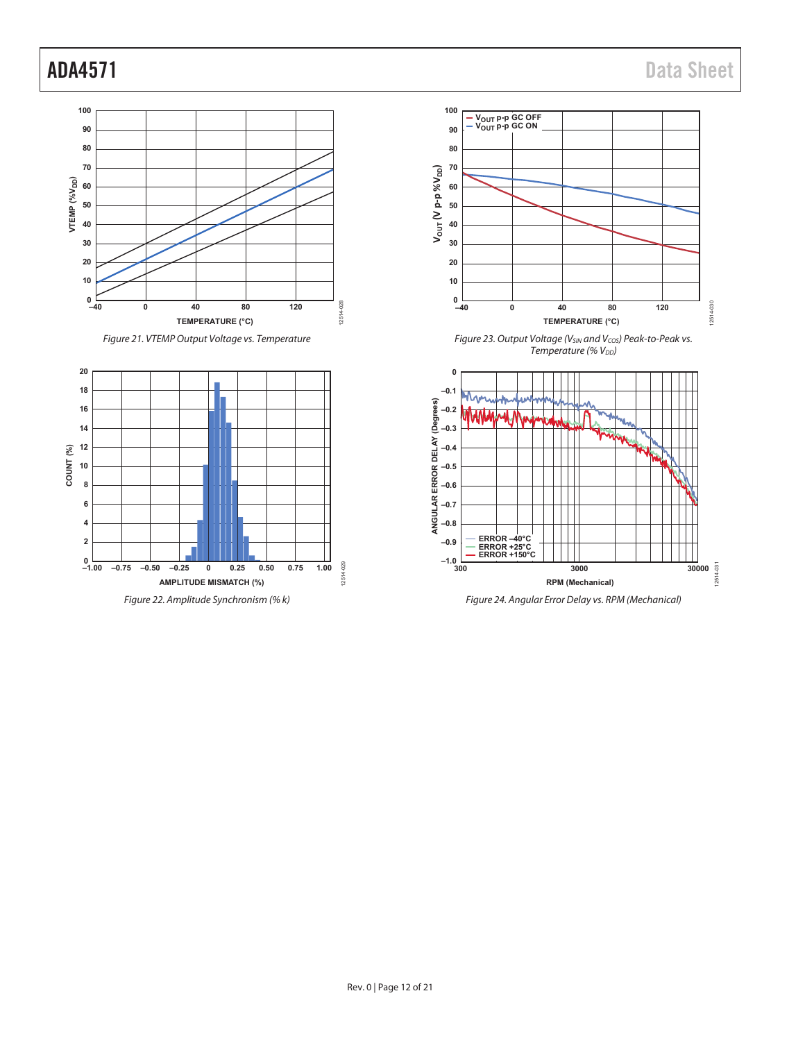Figure 21. VTEMP Output Voltage vs. Temperature

Figure 22. Amplitude Synchronism (% k)

Figure 23. Output Voltage ($V_{SIN}$ and $V_{COS}$) Peak-to-Peak vs. Temperature (% $V_{DD}$)

Figure 24. Angular Error Delay vs. RPM (Mechanical)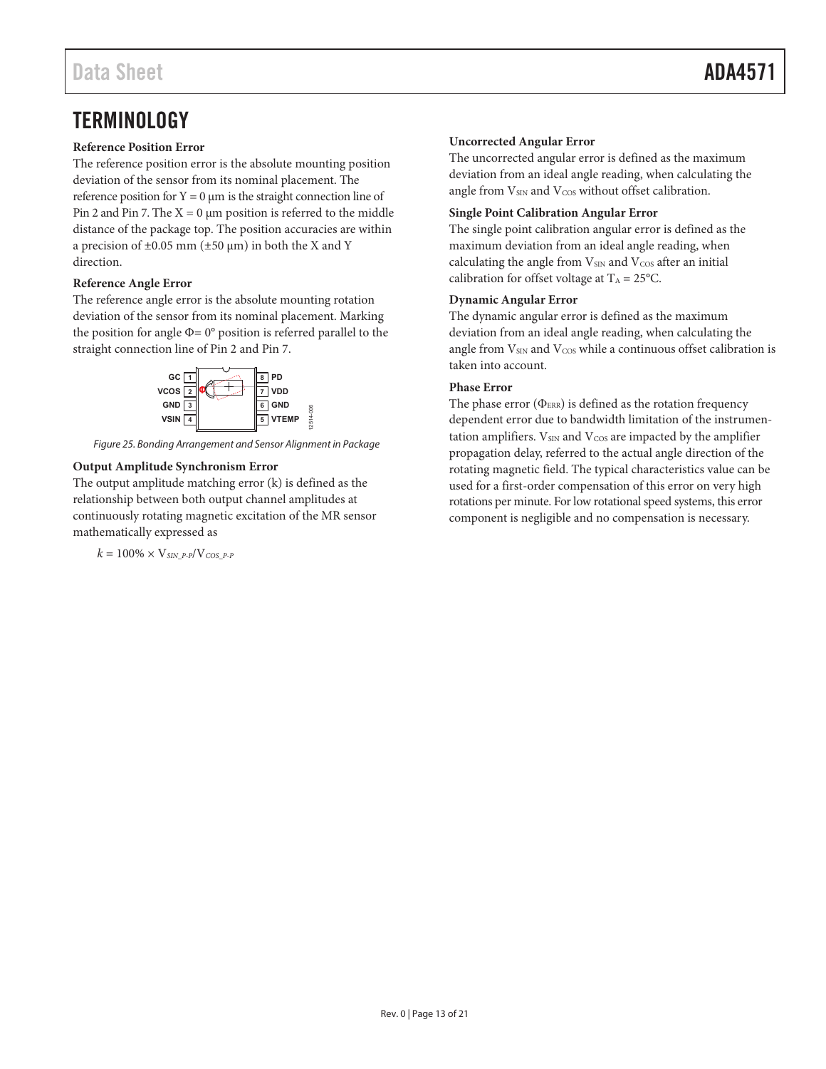# TERMINOLOGY

**Reference Position Error**

The reference position error is the absolute mounting position deviation of the sensor from its nominal placement. The reference position for Y = 0 µm is the straight connection line of Pin 2 and Pin 7. The X = 0 µm position is referred to the middle distance of the package top. The position accuracies are within a precision of ±0.05 mm (±50 µm) in both the X and Y direction.

**Reference Angle Error**

The reference angle error is the absolute mounting rotation deviation of the sensor from its nominal placement. Marking the position for angle Φ= 0° position is referred parallel to the straight connection line of Pin 2 and Pin 7.

*Figure 25. Bonding Arrangement and Sensor Alignment in Package*

**Output Amplitude Synchronism Error**

The output amplitude matching error (k) is defined as the relationship between both output channel amplitudes at continuously rotating magnetic excitation of the MR sensor mathematically expressed as

$$k = 100\% \times V_{SIN\_P\text{-}P}/V_{COS\_P\text{-}P}$$

**Uncorrected Angular Error**

The uncorrected angular error is defined as the maximum deviation from an ideal angle reading, when calculating the angle from $V_{SIN}$ and $V_{COS}$ without offset calibration.

**Single Point Calibration Angular Error**

The single point calibration angular error is defined as the maximum deviation from an ideal angle reading, when calculating the angle from $V_{SIN}$ and $V_{COS}$ after an initial calibration for offset voltage at $T_A$ = 25°C.

**Dynamic Angular Error**

The dynamic angular error is defined as the maximum deviation from an ideal angle reading, when calculating the angle from $V_{SIN}$ and $V_{COS}$ while a continuous offset calibration is taken into account.

**Phase Error**

The phase error ($Φ_{ERR}$) is defined as the rotation frequency dependent error due to bandwidth limitation of the instrumentation amplifiers. $V_{SIN}$ and $V_{COS}$ are impacted by the amplifier propagation delay, referred to the actual angle direction of the rotating magnetic field. The typical characteristics value can be used for a first-order compensation of this error on very high rotations per minute. For low rotational speed systems, this error component is negligible and no compensation is necessary.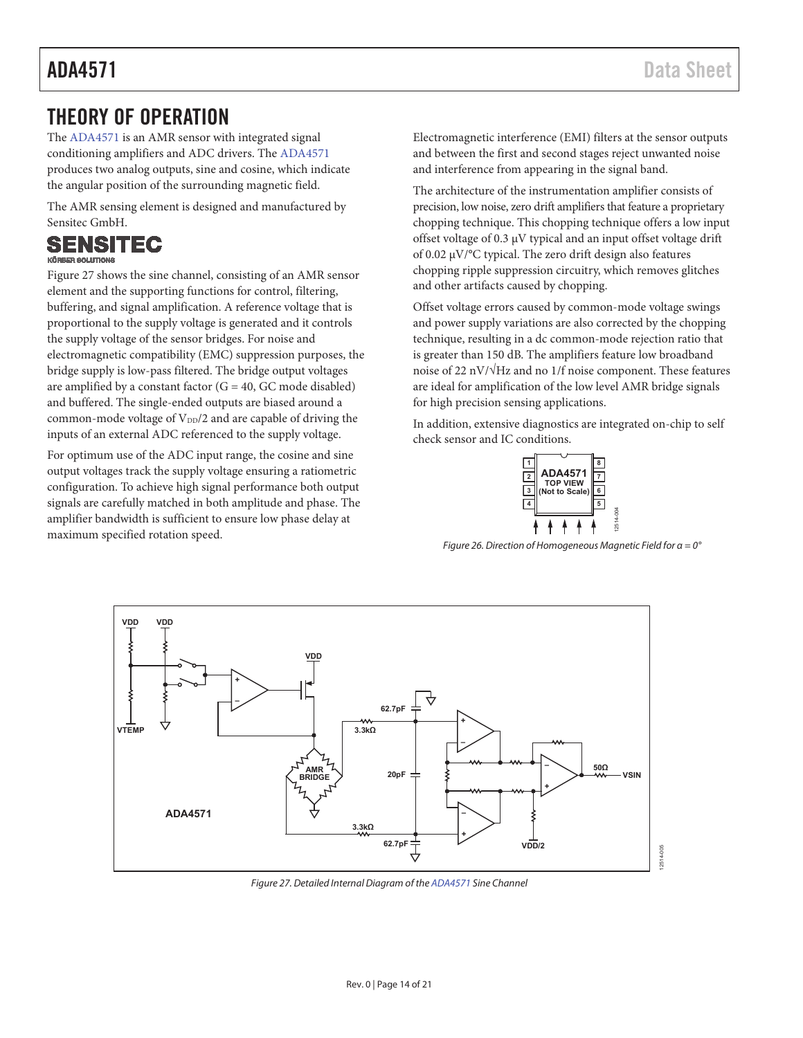# THEORY OF OPERATION

The ADA4571 is an AMR sensor with integrated signal conditioning amplifiers and ADC drivers. The ADA4571 produces two analog outputs, sine and cosine, which indicate the angular position of the surrounding magnetic field.

The AMR sensing element is designed and manufactured by Sensitec GmbH.

Figure 27 shows the sine channel, consisting of an AMR sensor element and the supporting functions for control, filtering, buffering, and signal amplification. A reference voltage that is proportional to the supply voltage is generated and it controls the supply voltage of the sensor bridges. For noise and electromagnetic compatibility (EMC) suppression purposes, the bridge supply is low-pass filtered. The bridge output voltages are amplified by a constant factor (G = 40, GC mode disabled) and buffered. The single-ended outputs are biased around a common-mode voltage of $V_{DD}/2$ and are capable of driving the inputs of an external ADC referenced to the supply voltage.

For optimum use of the ADC input range, the cosine and sine output voltages track the supply voltage ensuring a ratiometric configuration. To achieve high signal performance both output signals are carefully matched in both amplitude and phase. The amplifier bandwidth is sufficient to ensure low phase delay at maximum specified rotation speed.

Electromagnetic interference (EMI) filters at the sensor outputs and between the first and second stages reject unwanted noise and interference from appearing in the signal band.

The architecture of the instrumentation amplifier consists of precision, low noise, zero drift amplifiers that feature a proprietary chopping technique. This chopping technique offers a low input offset voltage of 0.3 µV typical and an input offset voltage drift of 0.02 µV/°C typical. The zero drift design also features chopping ripple suppression circuitry, which removes glitches and other artifacts caused by chopping.

Offset voltage errors caused by common-mode voltage swings and power supply variations are also corrected by the chopping technique, resulting in a dc common-mode rejection ratio that is greater than 150 dB. The amplifiers feature low broadband noise of 22 nV/√Hz and no 1/f noise component. These features are ideal for amplification of the low level AMR bridge signals for high precision sensing applications.

In addition, extensive diagnostics are integrated on-chip to self check sensor and IC conditions.

*Figure 26. Direction of Homogeneous Magnetic Field for α = 0°*

*Figure 27. Detailed Internal Diagram of the ADA4571 Sine Channel*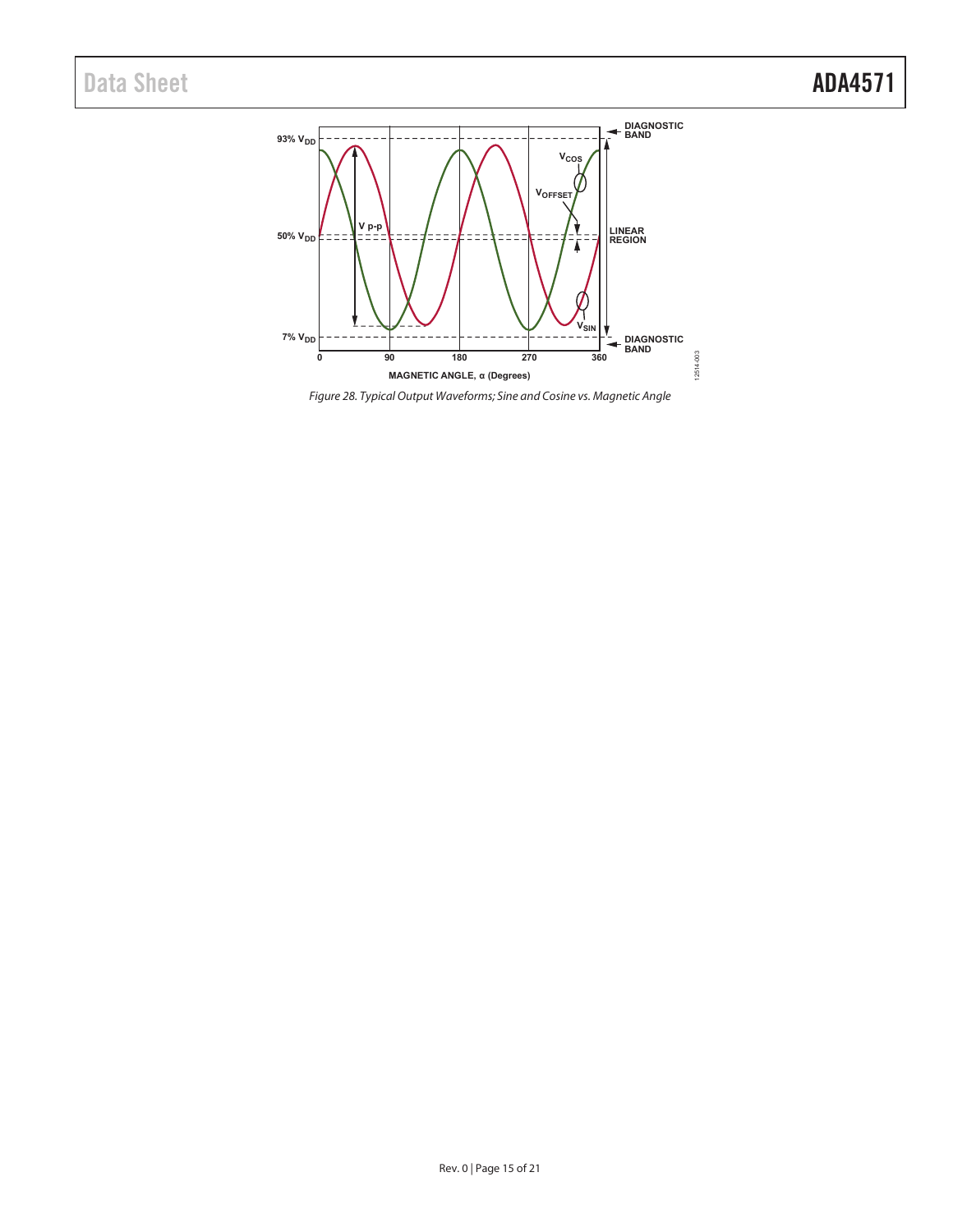Figure 28. Typical Output Waveforms; Sine and Cosine vs. Magnetic Angle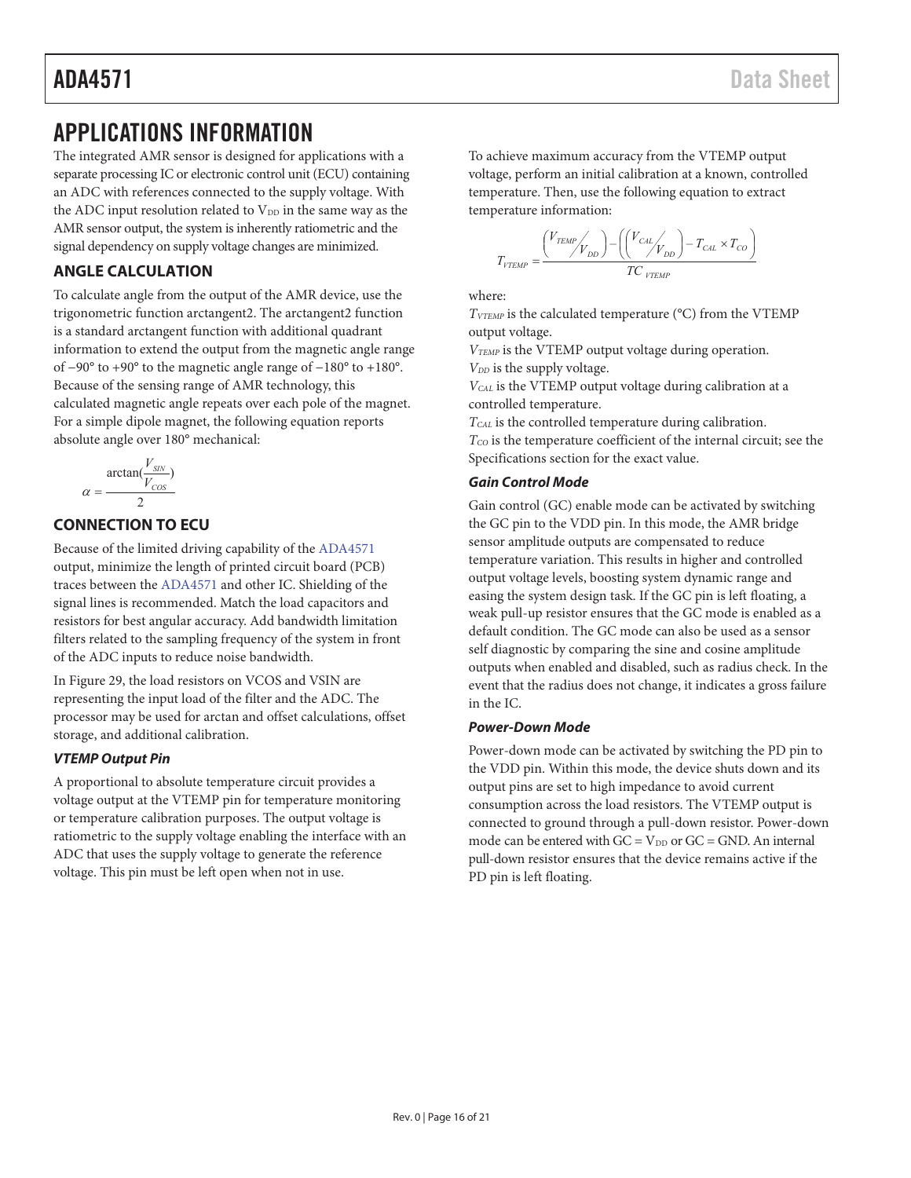# APPLICATIONS INFORMATION

The integrated AMR sensor is designed for applications with a separate processing IC or electronic control unit (ECU) containing an ADC with references connected to the supply voltage. With the ADC input resolution related to $V_{DD}$ in the same way as the AMR sensor output, the system is inherently ratiometric and the signal dependency on supply voltage changes are minimized.

## ANGLE CALCULATION

To calculate angle from the output of the AMR device, use the trigonometric function arctangent2. The arctangent2 function is a standard arctangent function with additional quadrant information to extend the output from the magnetic angle range of −90° to +90° to the magnetic angle range of −180° to +180°. Because of the sensing range of AMR technology, this calculated magnetic angle repeats over each pole of the magnet. For a simple dipole magnet, the following equation reports absolute angle over 180° mechanical:

$$\alpha = \frac{\arctan(\frac{V_{SIN}}{V_{COS}})}{2}$$

## CONNECTION TO ECU

Because of the limited driving capability of the ADA4571 output, minimize the length of printed circuit board (PCB) traces between the ADA4571 and other IC. Shielding of the signal lines is recommended. Match the load capacitors and resistors for best angular accuracy. Add bandwidth limitation filters related to the sampling frequency of the system in front of the ADC inputs to reduce noise bandwidth.

In Figure 29, the load resistors on VCOS and VSIN are representing the input load of the filter and the ADC. The processor may be used for arctan and offset calculations, offset storage, and additional calibration.

### *VTEMP Output Pin*

A proportional to absolute temperature circuit provides a voltage output at the VTEMP pin for temperature monitoring or temperature calibration purposes. The output voltage is ratiometric to the supply voltage enabling the interface with an ADC that uses the supply voltage to generate the reference voltage. This pin must be left open when not in use.

To achieve maximum accuracy from the VTEMP output voltage, perform an initial calibration at a known, controlled temperature. Then, use the following equation to extract temperature information:

$$T_{VTEMP} = \frac{\left(V_{TEMP}/V_{DD}\right) - \left(\left(V_{CAL}/V_{DD}\right) - T_{CAL} \times T_{CO}\right)}{TC_{VTEMP}}$$

where:

$T_{VTEMP}$ is the calculated temperature (°C) from the VTEMP output voltage.
$V_{TEMP}$ is the VTEMP output voltage during operation.
$V_{DD}$ is the supply voltage.
$V_{CAL}$ is the VTEMP output voltage during calibration at a controlled temperature.
$T_{CAL}$ is the controlled temperature during calibration.
$T_{CO}$ is the temperature coefficient of the internal circuit; see the Specifications section for the exact value.

### *Gain Control Mode*

Gain control (GC) enable mode can be activated by switching the GC pin to the VDD pin. In this mode, the AMR bridge sensor amplitude outputs are compensated to reduce temperature variation. This results in higher and controlled output voltage levels, boosting system dynamic range and easing the system design task. If the GC pin is left floating, a weak pull-up resistor ensures that the GC mode is enabled as a default condition. The GC mode can also be used as a sensor self diagnostic by comparing the sine and cosine amplitude outputs when enabled and disabled, such as radius check. In the event that the radius does not change, it indicates a gross failure in the IC.

### *Power-Down Mode*

Power-down mode can be activated by switching the PD pin to the VDD pin. Within this mode, the device shuts down and its output pins are set to high impedance to avoid current consumption across the load resistors. The VTEMP output is connected to ground through a pull-down resistor. Power-down mode can be entered with GC = $V_{DD}$ or GC = GND. An internal pull-down resistor ensures that the device remains active if the PD pin is left floating.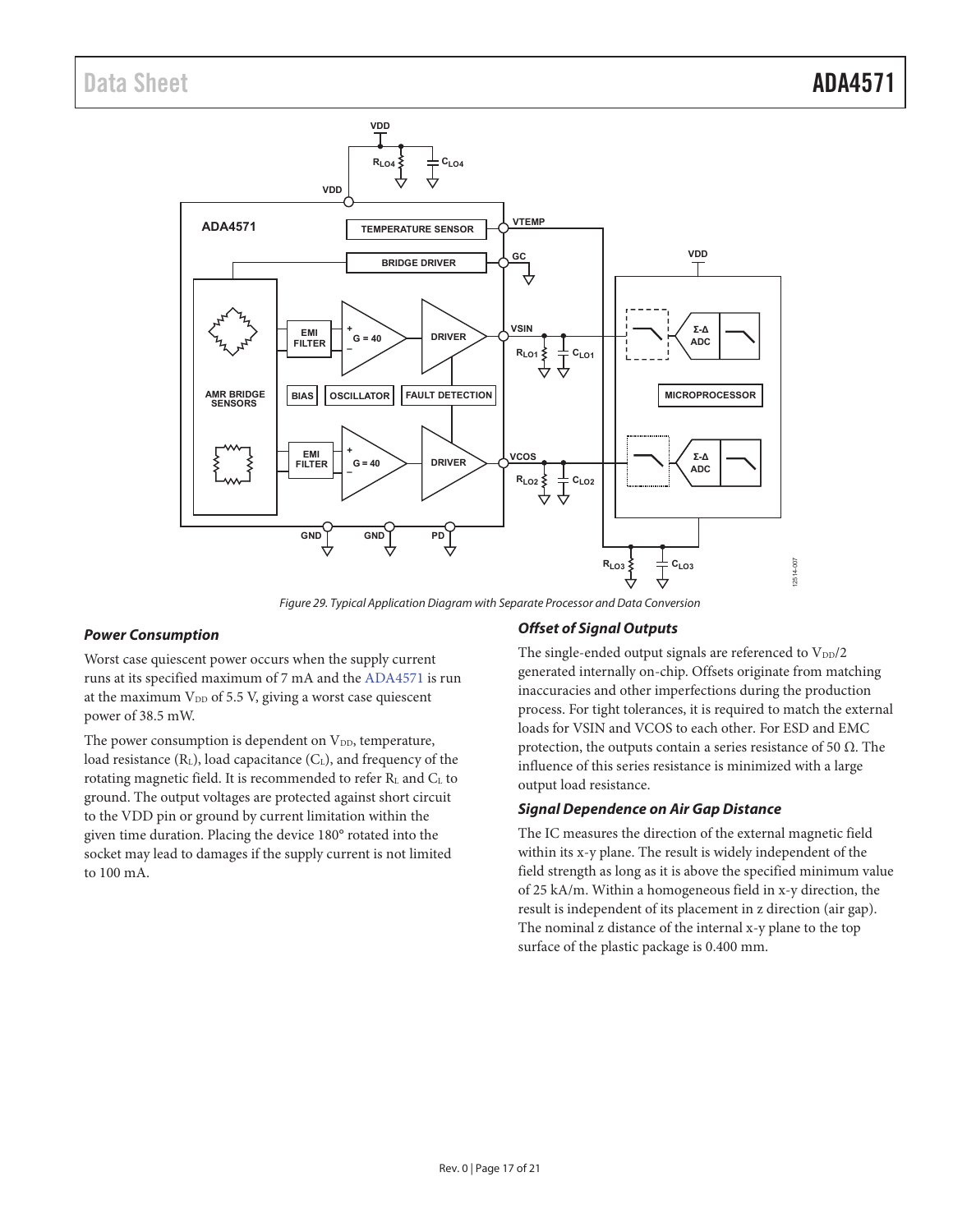Figure 29. Typical Application Diagram with Separate Processor and Data Conversion

### Power Consumption

Worst case quiescent power occurs when the supply current runs at its specified maximum of 7 mA and the ADA4571 is run at the maximum $V_{DD}$ of 5.5 V, giving a worst case quiescent power of 38.5 mW.

The power consumption is dependent on $V_{DD}$, temperature, load resistance ($R_L$), load capacitance ($C_L$), and frequency of the rotating magnetic field. It is recommended to refer $R_L$ and $C_L$ to ground. The output voltages are protected against short circuit to the VDD pin or ground by current limitation within the given time duration. Placing the device 180° rotated into the socket may lead to damages if the supply current is not limited to 100 mA.

### Offset of Signal Outputs

The single-ended output signals are referenced to $V_{DD}/2$ generated internally on-chip. Offsets originate from matching inaccuracies and other imperfections during the production process. For tight tolerances, it is required to match the external loads for VSIN and VCOS to each other. For ESD and EMC protection, the outputs contain a series resistance of 50 Ω. The influence of this series resistance is minimized with a large output load resistance.

### Signal Dependence on Air Gap Distance

The IC measures the direction of the external magnetic field within its x-y plane. The result is widely independent of the field strength as long as it is above the specified minimum value of 25 kA/m. Within a homogeneous field in x-y direction, the result is independent of its placement in z direction (air gap). The nominal z distance of the internal x-y plane to the top surface of the plastic package is 0.400 mm.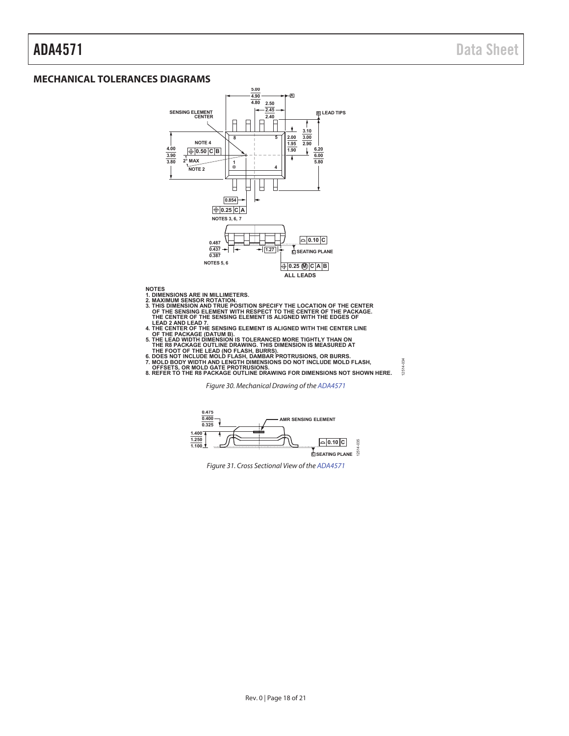## MECHANICAL TOLERANCES DIAGRAMS

NOTES
1. DIMENSIONS ARE IN MILLIMETERS.
2. MAXIMUM SENSOR ROTATION.
3. THIS DIMENSION AND TRUE POSITION SPECIFY THE LOCATION OF THE CENTER OF THE SENSING ELEMENT WITH RESPECT TO THE CENTER OF THE PACKAGE. THE CENTER OF THE SENSING ELEMENT IS ALIGNED WITH THE EDGES OF LEAD 2 AND LEAD 7.
4. THE CENTER OF THE SENSING ELEMENT IS ALIGNED WITH THE CENTER LINE OF THE PACKAGE (DATUM B).
5. THE LEAD WIDTH DIMENSION IS TOLERANCED MORE TIGHTLY THAN ON THE R8 PACKAGE OUTLINE DRAWING. THIS DIMENSION IS MEASURED AT THE FOOT OF THE LEAD (NO FLASH, BURRS).
6. DOES NOT INCLUDE MOLD FLASH, DAMBAR PROTRUSIONS, OR BURRS.
7. MOLD BODY WIDTH AND LENGTH DIMENSIONS DO NOT INCLUDE MOLD FLASH, OFFSETS, OR MOLD GATE PROTRUSIONS.
8. REFER TO THE R8 PACKAGE OUTLINE DRAWING FOR DIMENSIONS NOT SHOWN HERE.

*Figure 30. Mechanical Drawing of the ADA4571*

*Figure 31. Cross Sectional View of the ADA4571*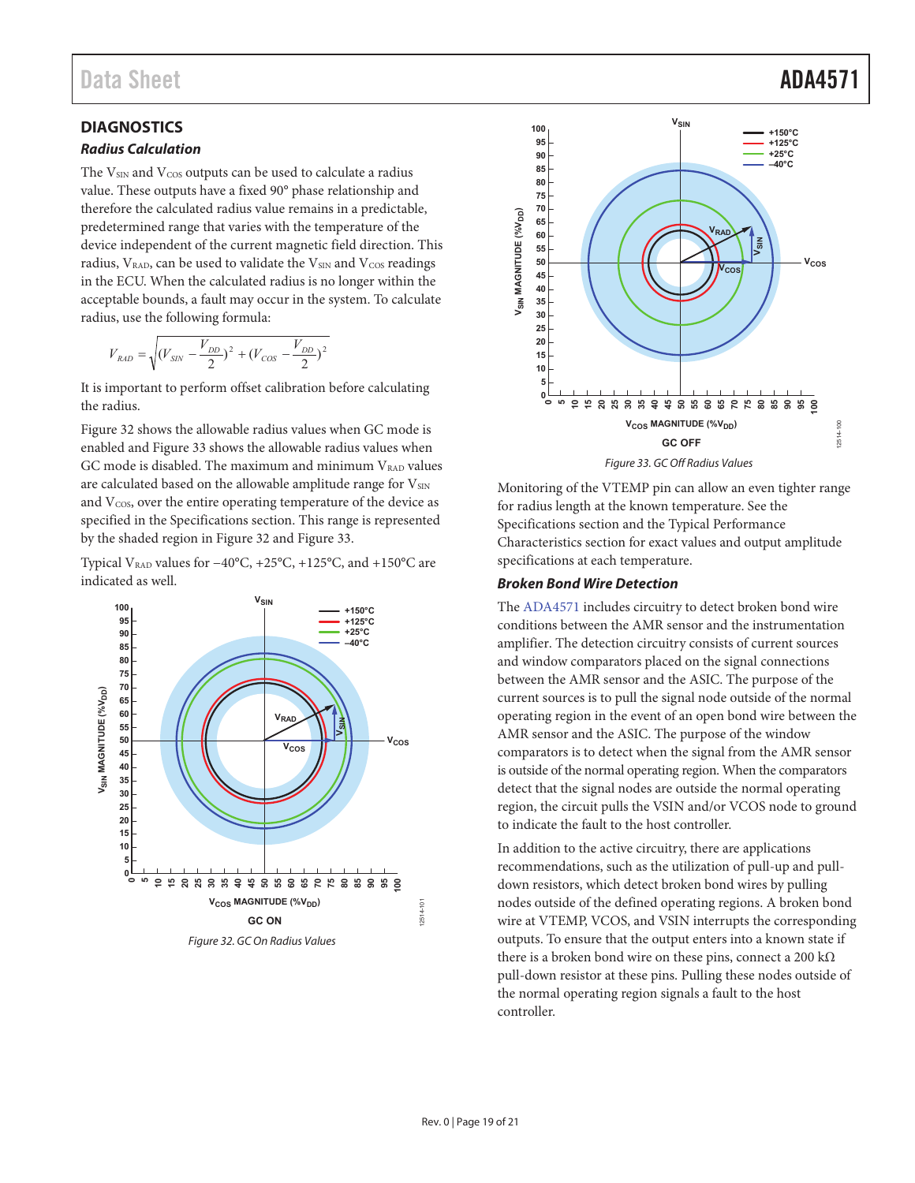## DIAGNOSTICS

### *Radius Calculation*

The $V_{SIN}$ and $V_{COS}$ outputs can be used to calculate a radius value. These outputs have a fixed 90° phase relationship and therefore the calculated radius value remains in a predictable, predetermined range that varies with the temperature of the device independent of the current magnetic field direction. This radius, $V_{RAD}$, can be used to validate the $V_{SIN}$ and $V_{COS}$ readings in the ECU. When the calculated radius is no longer within the acceptable bounds, a fault may occur in the system. To calculate radius, use the following formula:

$$V_{RAD} = \sqrt{(V_{SIN} - \frac{V_{DD}}{2})^2 + (V_{COS} - \frac{V_{DD}}{2})^2}$$

It is important to perform offset calibration before calculating the radius.

Figure 32 shows the allowable radius values when GC mode is enabled and Figure 33 shows the allowable radius values when GC mode is disabled. The maximum and minimum $V_{RAD}$ values are calculated based on the allowable amplitude range for $V_{SIN}$ and $V_{COS}$, over the entire operating temperature of the device as specified in the Specifications section. This range is represented by the shaded region in Figure 32 and Figure 33.

Typical $V_{RAD}$ values for −40°C, +25°C, +125°C, and +150°C are indicated as well.

*Figure 32. GC On Radius Values*

*Figure 33. GC Off Radius Values*

Monitoring of the VTEMP pin can allow an even tighter range for radius length at the known temperature. See the Specifications section and the Typical Performance Characteristics section for exact values and output amplitude specifications at each temperature.

### *Broken Bond Wire Detection*

The ADA4571 includes circuitry to detect broken bond wire conditions between the AMR sensor and the instrumentation amplifier. The detection circuitry consists of current sources and window comparators placed on the signal connections between the AMR sensor and the ASIC. The purpose of the current sources is to pull the signal node outside of the normal operating region in the event of an open bond wire between the AMR sensor and the ASIC. The purpose of the window comparators is to detect when the signal from the AMR sensor is outside of the normal operating region. When the comparators detect that the signal nodes are outside the normal operating region, the circuit pulls the VSIN and/or VCOS node to ground to indicate the fault to the host controller.

In addition to the active circuitry, there are applications recommendations, such as the utilization of pull-up and pull-down resistors, which detect broken bond wires by pulling nodes outside of the defined operating regions. A broken bond wire at VTEMP, VCOS, and VSIN interrupts the corresponding outputs. To ensure that the output enters into a known state if there is a broken bond wire on these pins, connect a 200 kΩ pull-down resistor at these pins. Pulling these nodes outside of the normal operating region signals a fault to the host controller.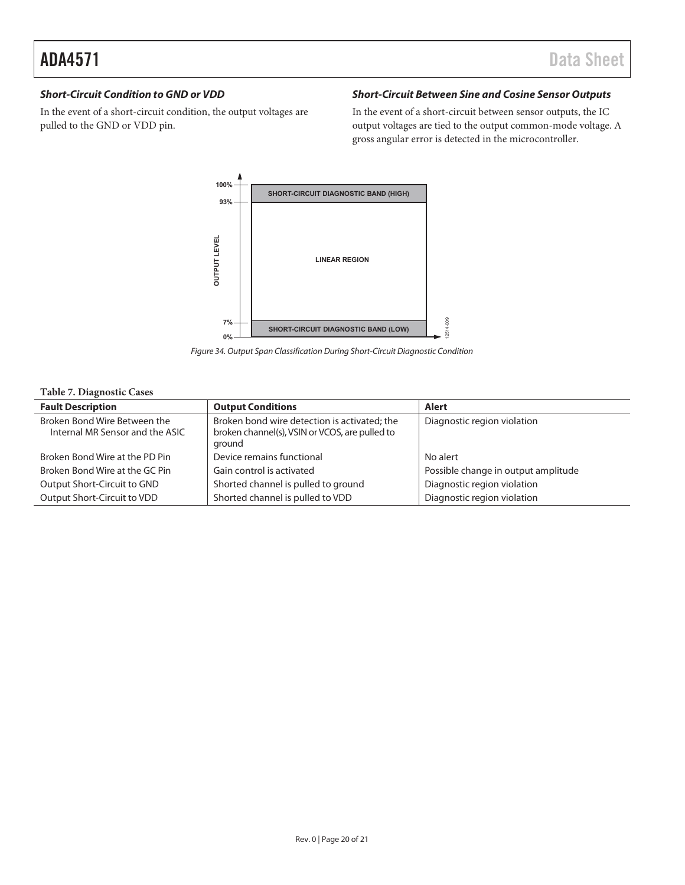### Short-Circuit Condition to GND or VDD

In the event of a short-circuit condition, the output voltages are pulled to the GND or VDD pin.

### Short-Circuit Between Sine and Cosine Sensor Outputs

In the event of a short-circuit between sensor outputs, the IC output voltages are tied to the output common-mode voltage. A gross angular error is detected in the microcontroller.

Figure 34. Output Span Classification During Short-Circuit Diagnostic Condition

**Table 7. Diagnostic Cases**

| Fault Description | Output Conditions | Alert |
|---|---|---|
| Broken Bond Wire Between the Internal MR Sensor and the ASIC | Broken bond wire detection is activated; the broken channel(s), VSIN or VCOS, are pulled to ground | Diagnostic region violation |
| Broken Bond Wire at the PD Pin | Device remains functional | No alert |
| Broken Bond Wire at the GC Pin | Gain control is activated | Possible change in output amplitude |
| Output Short-Circuit to GND | Shorted channel is pulled to ground | Diagnostic region violation |
| Output Short-Circuit to VDD | Shorted channel is pulled to VDD | Diagnostic region violation |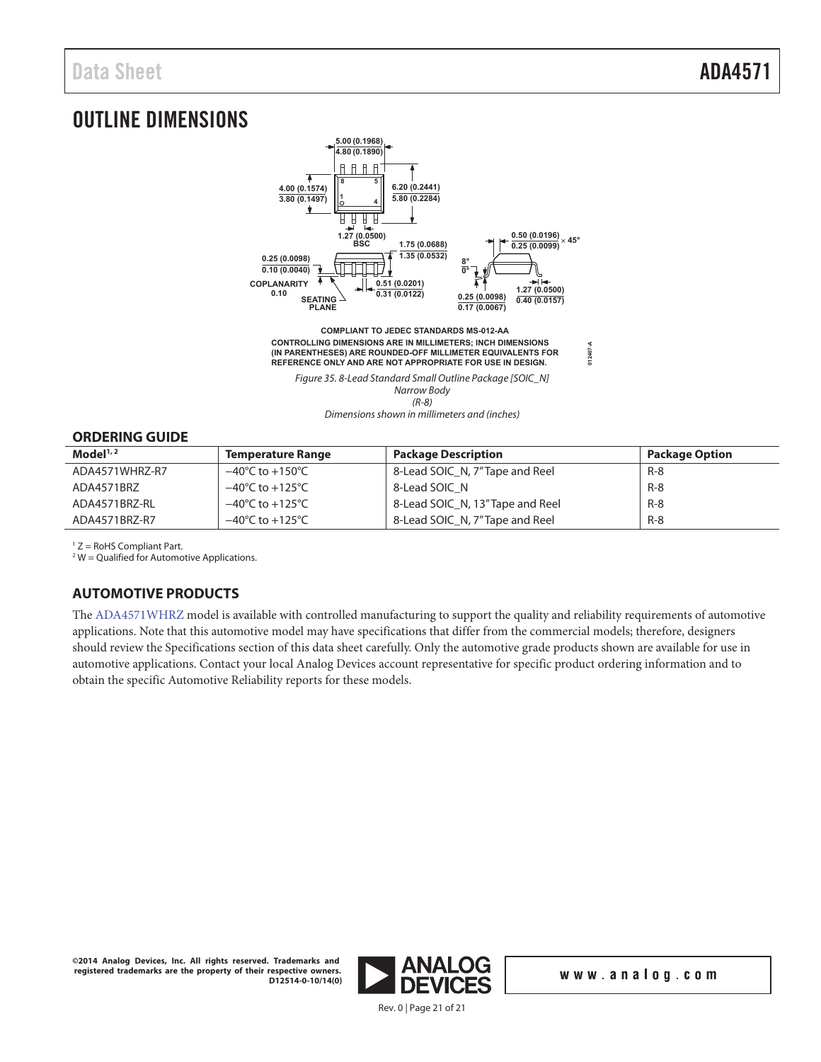## OUTLINE DIMENSIONS

5.00 (0.1968)
4.80 (0.1890)
4.00 (0.1574)
3.80 (0.1497)
6.20 (0.2441)
5.80 (0.2284)
8
5
1
4
1.27 (0.0500)
BSC
1.75 (0.0688)
1.35 (0.0532)
0.50 (0.0196)
0.25 (0.0099)
× 45°
0.25 (0.0098)
0.10 (0.0040)
COPLANARITY
0.10
SEATING PLANE
0.51 (0.0201)
0.31 (0.0122)
8°
0°
0.25 (0.0098)
0.17 (0.0067)
1.27 (0.0500)
0.40 (0.0157)

COMPLIANT TO JEDEC STANDARDS MS-012-AA
CONTROLLING DIMENSIONS ARE IN MILLIMETERS; INCH DIMENSIONS (IN PARENTHESES) ARE ROUNDED-OFF MILLIMETER EQUIVALENTS FOR REFERENCE ONLY AND ARE NOT APPROPRIATE FOR USE IN DESIGN.

012407-A

*Figure 35. 8-Lead Standard Small Outline Package [SOIC_N]*
*Narrow Body*
*(R-8)*
*Dimensions shown in millimeters and (inches)*

### ORDERING GUIDE

| Model[1, 2] | Temperature Range | Package Description | Package Option |
|---|---|---|---|
| ADA4571WHRZ-R7 | −40°C to +150°C | 8-Lead SOIC_N, 7" Tape and Reel | R-8 |
| ADA4571BRZ | −40°C to +125°C | 8-Lead SOIC_N | R-8 |
| ADA4571BRZ-RL | −40°C to +125°C | 8-Lead SOIC_N, 13" Tape and Reel | R-8 |
| ADA4571BRZ-R7 | −40°C to +125°C | 8-Lead SOIC_N, 7" Tape and Reel | R-8 |

[1] Z = RoHS Compliant Part.
[2] W = Qualified for Automotive Applications.

### AUTOMOTIVE PRODUCTS

The ADA4571WHRZ model is available with controlled manufacturing to support the quality and reliability requirements of automotive applications. Note that this automotive model may have specifications that differ from the commercial models; therefore, designers should review the Specifications section of this data sheet carefully. Only the automotive grade products shown are available for use in automotive applications. Contact your local Analog Devices account representative for specific product ordering information and to obtain the specific Automotive Reliability reports for these models.

©2014 Analog Devices, Inc. All rights reserved. Trademarks and registered trademarks are the property of their respective owners.
D12514-0-10/14(0)